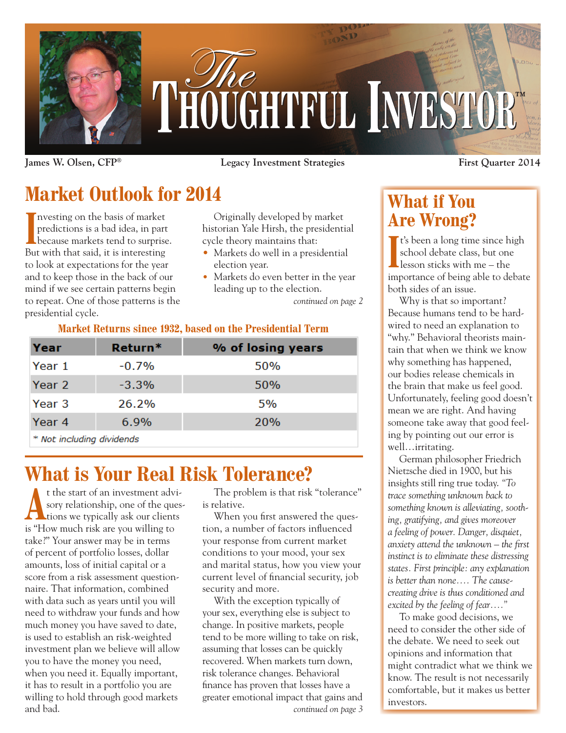# The Thoughtful Investor™

**James W. Olsen, CFP®** | **Legacy Investment Strategies** | **First Quarter 2014**

## Market Outlook for 2014

Investing on the basis of market predictions is a bad idea, in part because markets tend to surprise. But with that said, it is interesting to look at expectations for the year and to keep those in the back of our mind if we see certain patterns begin to repeat. One of those patterns is the presidential cycle.

Originally developed by market historian Yale Hirsh, the presidential cycle theory maintains that:

- Markets do well in a presidential election year.
- Markets do even better in the year leading up to the election.

*continued on page 2*

**Market Returns since 1932, based on the Presidential Term**

| Year | Return* | % of losing years |
|---|---|---|
| Year 1 | -0.7% | 50% |
| Year 2 | -3.3% | 50% |
| Year 3 | 26.2% | 5% |
| Year 4 | 6.9% | 20% |

*\* Not including dividends*

## What is Your Real Risk Tolerance?

At the start of an investment advisory relationship, one of the questions we typically ask our clients is "How much risk are you willing to take?" Your answer may be in terms of percent of portfolio losses, dollar amounts, loss of initial capital or a score from a risk assessment questionnaire. That information, combined with data such as years until you will need to withdraw your funds and how much money you have saved to date, is used to establish an risk-weighted investment plan we believe will allow you to have the money you need, when you need it. Equally important, it has to result in a portfolio you are willing to hold through good markets and bad.

The problem is that risk "tolerance" is relative.

When you first answered the question, a number of factors influenced your response from current market conditions to your mood, your sex and marital status, how you view your current level of financial security, job security and more.

With the exception typically of your sex, everything else is subject to change. In positive markets, people tend to be more willing to take on risk, assuming that losses can be quickly recovered. When markets turn down, risk tolerance changes. Behavioral finance has proven that losses have a greater emotional impact that gains and

*continued on page 3*

## What if You Are Wrong?

It's been a long time since high school debate class, but one lesson sticks with me – the importance of being able to debate both sides of an issue.

Why is that so important? Because humans tend to be hardwired to need an explanation to "why." Behavioral theorists maintain that when we think we know why something has happened, our bodies release chemicals in the brain that make us feel good. Unfortunately, feeling good doesn't mean we are right. And having someone take away that good feeling by pointing out our error is well…irritating.

German philosopher Friedrich Nietzsche died in 1900, but his insights still ring true today. *"To trace something unknown back to something known is alleviating, soothing, gratifying, and gives moreover a feeling of power. Danger, disquiet, anxiety attend the unknown – the first instinct is to eliminate these distressing states. First principle: any explanation is better than none…. The cause-creating drive is thus conditioned and excited by the feeling of fear…."*

To make good decisions, we need to consider the other side of the debate. We need to seek out opinions and information that might contradict what we think we know. The result is not necessarily comfortable, but it makes us better investors.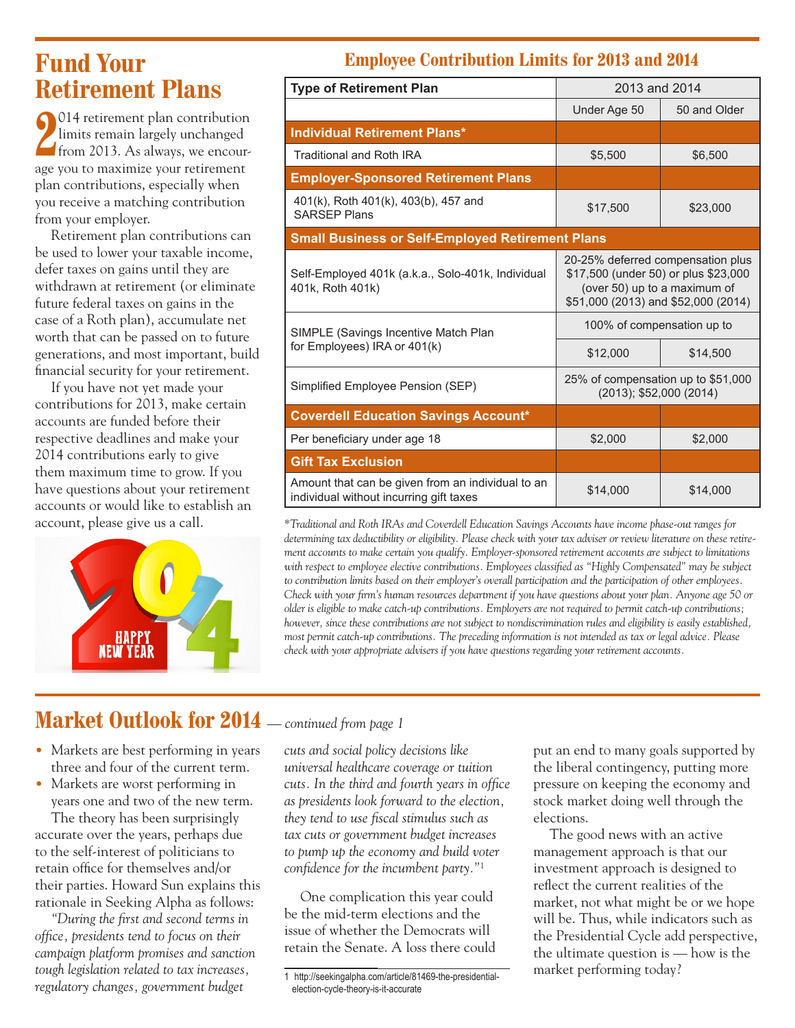# Fund Your Retirement Plans

2014 retirement plan contribution limits remain largely unchanged from 2013. As always, we encourage you to maximize your retirement plan contributions, especially when you receive a matching contribution from your employer.

Retirement plan contributions can be used to lower your taxable income, defer taxes on gains until they are withdrawn at retirement (or eliminate future federal taxes on gains in the case of a Roth plan), accumulate net worth that can be passed on to future generations, and most important, build financial security for your retirement.

If you have not yet made your contributions for 2013, make certain accounts are funded before their respective deadlines and make your 2014 contributions early to give them maximum time to grow. If you have questions about your retirement accounts or would like to establish an account, please give us a call.

## Employee Contribution Limits for 2013 and 2014

| Type of Retirement Plan | 2013 and 2014 | |
|---|---|---|
| | Under Age 50 | 50 and Older |
| **Individual Retirement Plans*** | | |
| Traditional and Roth IRA | $5,500 | $6,500 |
| **Employer-Sponsored Retirement Plans** | | |
| 401(k), Roth 401(k), 403(b), 457 and SARSEP Plans | $17,500 | $23,000 |
| **Small Business or Self-Employed Retirement Plans** | | |
| Self-Employed 401k (a.k.a., Solo-401k, Individual 401k, Roth 401k) | 20-25% deferred compensation plus $17,500 (under 50) or plus $23,000 (over 50) up to a maximum of $51,000 (2013) and $52,000 (2014) | |
| SIMPLE (Savings Incentive Match Plan for Employees) IRA or 401(k) | 100% of compensation up to | |
| | $12,000 | $14,500 |
| Simplified Employee Pension (SEP) | 25% of compensation up to $51,000 (2013); $52,000 (2014) | |
| **Coverdell Education Savings Account*** | | |
| Per beneficiary under age 18 | $2,000 | $2,000 |
| **Gift Tax Exclusion** | | |
| Amount that can be given from an individual to an individual without incurring gift taxes | $14,000 | $14,000 |

*\*Traditional and Roth IRAs and Coverdell Education Savings Accounts have income phase-out ranges for determining tax deductibility or eligibility. Please check with your tax adviser or review literature on these retirement accounts to make certain you qualify. Employer-sponsored retirement accounts are subject to limitations with respect to employee elective contributions. Employees classified as "Highly Compensated" may be subject to contribution limits based on their employer's overall participation and the participation of other employees. Check with your firm's human resources department if you have questions about your plan. Anyone age 50 or older is eligible to make catch-up contributions. Employers are not required to permit catch-up contributions; however, since these contributions are not subject to nondiscrimination rules and eligibility is easily established, most permit catch-up contributions. The preceding information is not intended as tax or legal advice. Please check with your appropriate advisers if you have questions regarding your retirement accounts.*

# Market Outlook for 2014 — *continued from page 1*

- Markets are best performing in years three and four of the current term.
- Markets are worst performing in years one and two of the new term.

The theory has been surprisingly accurate over the years, perhaps due to the self-interest of politicians to retain office for themselves and/or their parties. Howard Sun explains this rationale in Seeking Alpha as follows:

*"During the first and second terms in office, presidents tend to focus on their campaign platform promises and sanction tough legislation related to tax increases, regulatory changes, government budget cuts and social policy decisions like universal healthcare coverage or tuition cuts. In the third and fourth years in office as presidents look forward to the election, they tend to use fiscal stimulus such as tax cuts or government budget increases to pump up the economy and build voter confidence for the incumbent party."*[1]

One complication this year could be the mid-term elections and the issue of whether the Democrats will retain the Senate. A loss there could put an end to many goals supported by the liberal contingency, putting more pressure on keeping the economy and stock market doing well through the elections.

The good news with an active management approach is that our investment approach is designed to reflect the current realities of the market, not what might be or we hope will be. Thus, while indicators such as the Presidential Cycle add perspective, the ultimate question is — how is the market performing today?

1 http://seekingalpha.com/article/81469-the-presidential-election-cycle-theory-is-it-accurate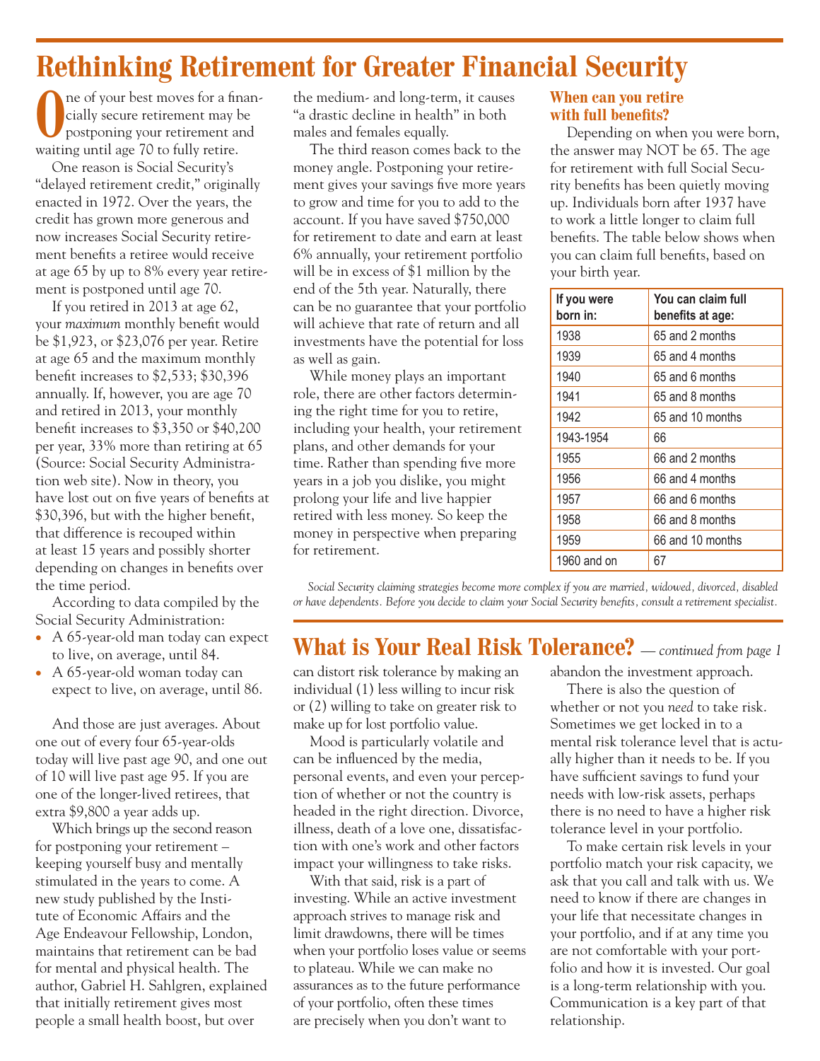# Rethinking Retirement for Greater Financial Security

One of your best moves for a financially secure retirement may be postponing your retirement and waiting until age 70 to fully retire.

One reason is Social Security's "delayed retirement credit," originally enacted in 1972. Over the years, the credit has grown more generous and now increases Social Security retirement benefits a retiree would receive at age 65 by up to 8% every year retirement is postponed until age 70.

If you retired in 2013 at age 62, your *maximum* monthly benefit would be $1,923, or $23,076 per year. Retire at age 65 and the maximum monthly benefit increases to $2,533; $30,396 annually. If, however, you are age 70 and retired in 2013, your monthly benefit increases to $3,350 or $40,200 per year, 33% more than retiring at 65 (Source: Social Security Administration web site). Now in theory, you have lost out on five years of benefits at $30,396, but with the higher benefit, that difference is recouped within at least 15 years and possibly shorter depending on changes in benefits over the time period.

According to data compiled by the Social Security Administration:

- A 65-year-old man today can expect to live, on average, until 84.
- A 65-year-old woman today can expect to live, on average, until 86.

And those are just averages. About one out of every four 65-year-olds today will live past age 90, and one out of 10 will live past age 95. If you are one of the longer-lived retirees, that extra $9,800 a year adds up.

Which brings up the second reason for postponing your retirement – keeping yourself busy and mentally stimulated in the years to come. A new study published by the Institute of Economic Affairs and the Age Endeavour Fellowship, London, maintains that retirement can be bad for mental and physical health. The author, Gabriel H. Sahlgren, explained that initially retirement gives most people a small health boost, but over the medium- and long-term, it causes "a drastic decline in health" in both males and females equally.

The third reason comes back to the money angle. Postponing your retirement gives your savings five more years to grow and time for you to add to the account. If you have saved $750,000 for retirement to date and earn at least 6% annually, your retirement portfolio will be in excess of $1 million by the end of the 5th year. Naturally, there can be no guarantee that your portfolio will achieve that rate of return and all investments have the potential for loss as well as gain.

While money plays an important role, there are other factors determining the right time for you to retire, including your health, your retirement plans, and other demands for your time. Rather than spending five more years in a job you dislike, you might prolong your life and live happier retired with less money. So keep the money in perspective when preparing for retirement.

### When can you retire with full benefits?

Depending on when you were born, the answer may NOT be 65. The age for retirement with full Social Security benefits has been quietly moving up. Individuals born after 1937 have to work a little longer to claim full benefits. The table below shows when you can claim full benefits, based on your birth year.

| If you were born in: | You can claim full benefits at age: |
|---|---|
| 1938 | 65 and 2 months |
| 1939 | 65 and 4 months |
| 1940 | 65 and 6 months |
| 1941 | 65 and 8 months |
| 1942 | 65 and 10 months |
| 1943-1954 | 66 |
| 1955 | 66 and 2 months |
| 1956 | 66 and 4 months |
| 1957 | 66 and 6 months |
| 1958 | 66 and 8 months |
| 1959 | 66 and 10 months |
| 1960 and on | 67 |

*Social Security claiming strategies become more complex if you are married, widowed, divorced, disabled or have dependents. Before you decide to claim your Social Security benefits, consult a retirement specialist.*

# What is Your Real Risk Tolerance? *— continued from page 1*

can distort risk tolerance by making an individual (1) less willing to incur risk or (2) willing to take on greater risk to make up for lost portfolio value.

Mood is particularly volatile and can be influenced by the media, personal events, and even your perception of whether or not the country is headed in the right direction. Divorce, illness, death of a love one, dissatisfaction with one's work and other factors impact your willingness to take risks.

With that said, risk is a part of investing. While an active investment approach strives to manage risk and limit drawdowns, there will be times when your portfolio loses value or seems to plateau. While we can make no assurances as to the future performance of your portfolio, often these times are precisely when you don't want to abandon the investment approach.

There is also the question of whether or not you *need* to take risk. Sometimes we get locked in to a mental risk tolerance level that is actually higher than it needs to be. If you have sufficient savings to fund your needs with low-risk assets, perhaps there is no need to have a higher risk tolerance level in your portfolio.

To make certain risk levels in your portfolio match your risk capacity, we ask that you call and talk with us. We need to know if there are changes in your life that necessitate changes in your portfolio, and if at any time you are not comfortable with your portfolio and how it is invested. Our goal is a long-term relationship with you. Communication is a key part of that relationship.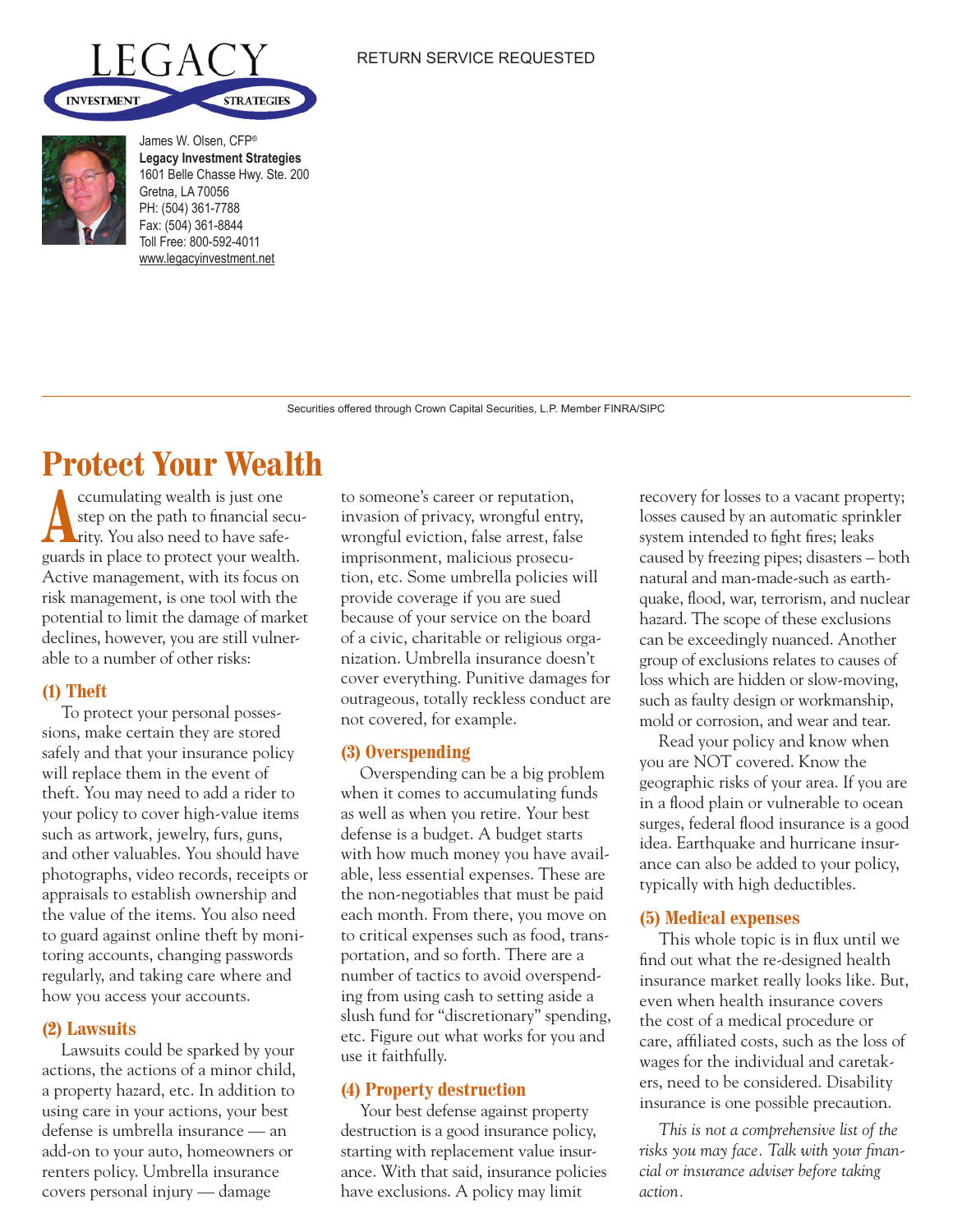LEGACY

INVESTMENT STRATEGIES

RETURN SERVICE REQUESTED

James W. Olsen, CFP®
**Legacy Investment Strategies**
1601 Belle Chasse Hwy. Ste. 200
Gretna, LA 70056
PH: (504) 361-7788
Fax: (504) 361-8844
Toll Free: 800-592-4011
www.legacyinvestment.net

Securities offered through Crown Capital Securities, L.P. Member FINRA/SIPC

# Protect Your Wealth

Accumulating wealth is just one step on the path to financial security. You also need to have safeguards in place to protect your wealth. Active management, with its focus on risk management, is one tool with the potential to limit the damage of market declines, however, you are still vulnerable to a number of other risks:

### (1) Theft

To protect your personal possessions, make certain they are stored safely and that your insurance policy will replace them in the event of theft. You may need to add a rider to your policy to cover high-value items such as artwork, jewelry, furs, guns, and other valuables. You should have photographs, video records, receipts or appraisals to establish ownership and the value of the items. You also need to guard against online theft by monitoring accounts, changing passwords regularly, and taking care where and how you access your accounts.

### (2) Lawsuits

Lawsuits could be sparked by your actions, the actions of a minor child, a property hazard, etc. In addition to using care in your actions, your best defense is umbrella insurance — an add-on to your auto, homeowners or renters policy. Umbrella insurance covers personal injury — damage to someone's career or reputation, invasion of privacy, wrongful entry, wrongful eviction, false arrest, false imprisonment, malicious prosecution, etc. Some umbrella policies will provide coverage if you are sued because of your service on the board of a civic, charitable or religious organization. Umbrella insurance doesn't cover everything. Punitive damages for outrageous, totally reckless conduct are not covered, for example.

### (3) Overspending

Overspending can be a big problem when it comes to accumulating funds as well as when you retire. Your best defense is a budget. A budget starts with how much money you have available, less essential expenses. These are the non-negotiables that must be paid each month. From there, you move on to critical expenses such as food, transportation, and so forth. There are a number of tactics to avoid overspending from using cash to setting aside a slush fund for "discretionary" spending, etc. Figure out what works for you and use it faithfully.

### (4) Property destruction

Your best defense against property destruction is a good insurance policy, starting with replacement value insurance. With that said, insurance policies have exclusions. A policy may limit recovery for losses to a vacant property; losses caused by an automatic sprinkler system intended to fight fires; leaks caused by freezing pipes; disasters – both natural and man-made-such as earthquake, flood, war, terrorism, and nuclear hazard. The scope of these exclusions can be exceedingly nuanced. Another group of exclusions relates to causes of loss which are hidden or slow-moving, such as faulty design or workmanship, mold or corrosion, and wear and tear.

Read your policy and know when you are NOT covered. Know the geographic risks of your area. If you are in a flood plain or vulnerable to ocean surges, federal flood insurance is a good idea. Earthquake and hurricane insurance can also be added to your policy, typically with high deductibles.

### (5) Medical expenses

This whole topic is in flux until we find out what the re-designed health insurance market really looks like. But, even when health insurance covers the cost of a medical procedure or care, affiliated costs, such as the loss of wages for the individual and caretakers, need to be considered. Disability insurance is one possible precaution.

*This is not a comprehensive list of the risks you may face. Talk with your financial or insurance adviser before taking action.*